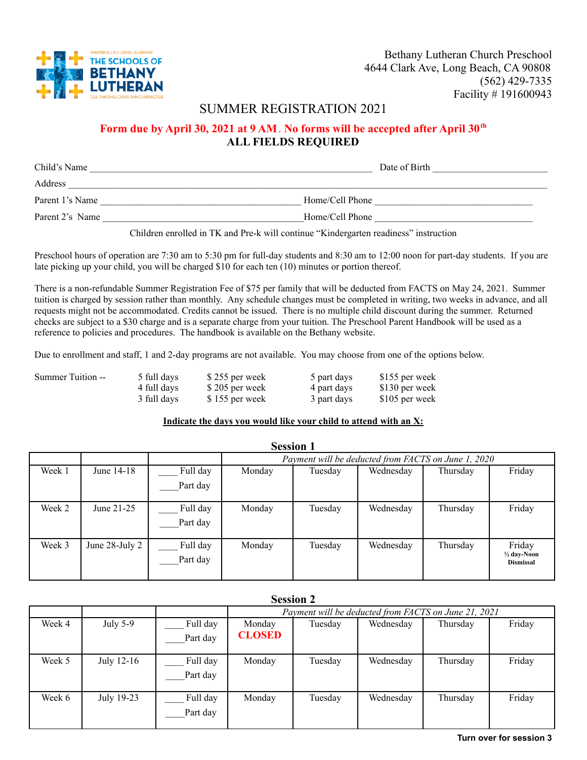THE SCHOOLS OF BETHANY LUTHERAN
INSPIRING LIFE-LONG LEARNING
CULTIVATING CHRISTIAN CHARACTER

Bethany Lutheran Church Preschool
4644 Clark Ave, Long Beach, CA 90808
(562) 429-7335
Facility # 191600943

# SUMMER REGISTRATION 2021

**Form due by April 30, 2021 at 9 AM. No forms will be accepted after April 30th**
**ALL FIELDS REQUIRED**

Child's Name ______________________________ Date of Birth ____________

Address ______________________________________________

Parent 1's Name ______________________ Home/Cell Phone ________________

Parent 2's Name ______________________ Home/Cell Phone ________________

Children enrolled in TK and Pre-k will continue "Kindergarten readiness" instruction

Preschool hours of operation are 7:30 am to 5:30 pm for full-day students and 8:30 am to 12:00 noon for part-day students. If you are late picking up your child, you will be charged $10 for each ten (10) minutes or portion thereof.

There is a non-refundable Summer Registration Fee of $75 per family that will be deducted from FACTS on May 24, 2021. Summer tuition is charged by session rather than monthly. Any schedule changes must be completed in writing, two weeks in advance, and all requests might not be accommodated. Credits cannot be issued. There is no multiple child discount during the summer. Returned checks are subject to a $30 charge and is a separate charge from your tuition. The Preschool Parent Handbook will be used as a reference to policies and procedures. The handbook is available on the Bethany website.

Due to enrollment and staff, 1 and 2-day programs are not available. You may choose from one of the options below.

| Summer Tuition -- | | | | |
|---|---|---|---|---|
| | 5 full days | $ 255 per week | 5 part days | $155 per week |
| | 4 full days | $ 205 per week | 4 part days | $130 per week |
| | 3 full days | $ 155 per week | 3 part days | $105 per week |

**Indicate the days you would like your child to attend with an X:**

## Session 1

| | | | *Payment will be deducted from FACTS on June 1, 2020* | | | | |
|---|---|---|---|---|---|---|---|
| Week 1 | June 14-18 | ____ Full day<br>____ Part day | Monday | Tuesday | Wednesday | Thursday | Friday |
| Week 2 | June 21-25 | ____ Full day<br>____ Part day | Monday | Tuesday | Wednesday | Thursday | Friday |
| Week 3 | June 28-July 2 | ____ Full day<br>____ Part day | Monday | Tuesday | Wednesday | Thursday | Friday<br>**½ day-Noon Dismissal** |

## Session 2

| | | | *Payment will be deducted from FACTS on June 21, 2021* | | | | |
|---|---|---|---|---|---|---|---|
| Week 4 | July 5-9 | ____ Full day<br>____ Part day | Monday<br>**CLOSED** | Tuesday | Wednesday | Thursday | Friday |
| Week 5 | July 12-16 | ____ Full day<br>____ Part day | Monday | Tuesday | Wednesday | Thursday | Friday |
| Week 6 | July 19-23 | ____ Full day<br>____ Part day | Monday | Tuesday | Wednesday | Thursday | Friday |

**Turn over for session 3**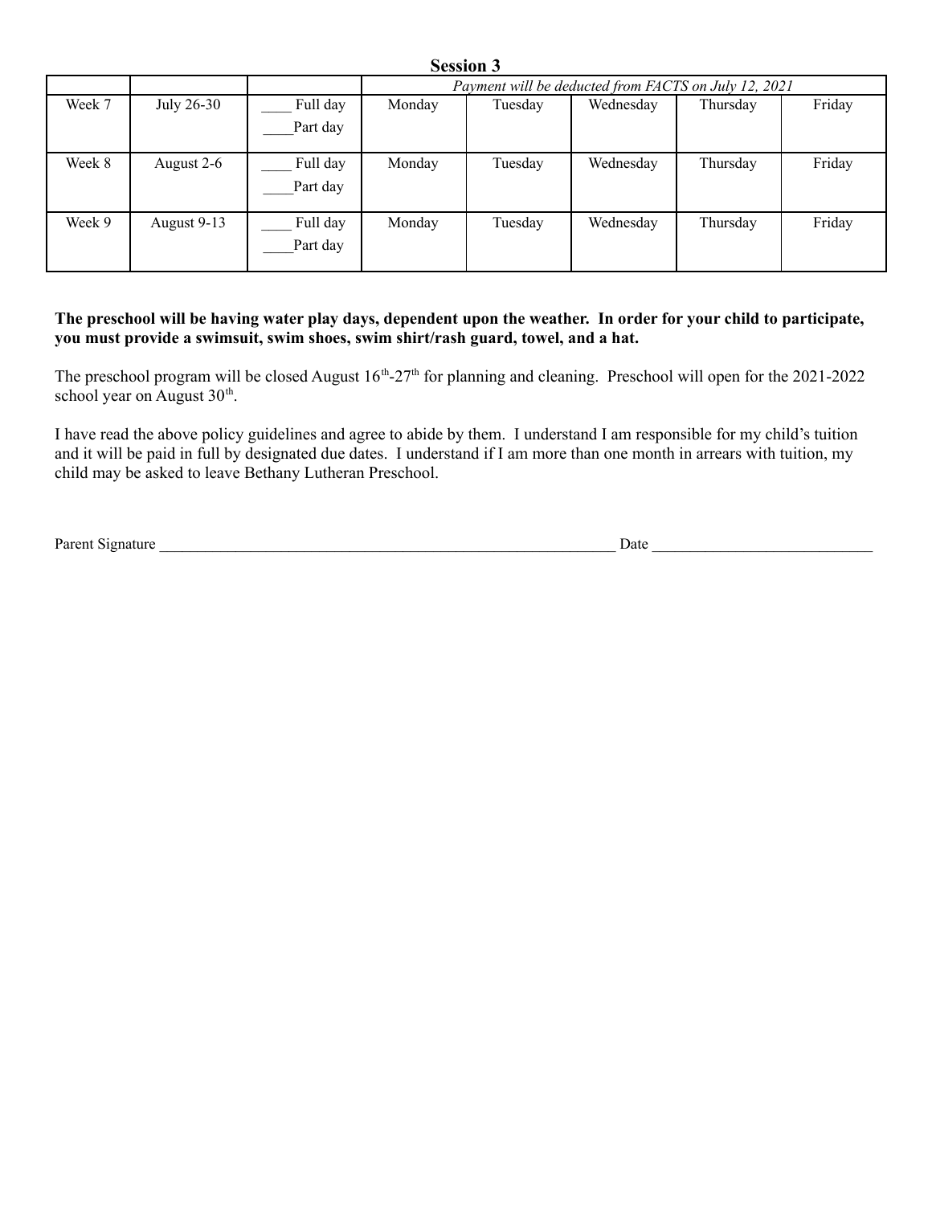**Session 3**

| | | | *Payment will be deducted from FACTS on July 12, 2021* | | | | |
|---|---|---|---|---|---|---|---|
| Week 7 | July 26-30 | ____ Full day<br>____Part day | Monday | Tuesday | Wednesday | Thursday | Friday |
| Week 8 | August 2-6 | ____ Full day<br>____Part day | Monday | Tuesday | Wednesday | Thursday | Friday |
| Week 9 | August 9-13 | ____ Full day<br>____Part day | Monday | Tuesday | Wednesday | Thursday | Friday |

**The preschool will be having water play days, dependent upon the weather. In order for your child to participate, you must provide a swimsuit, swim shoes, swim shirt/rash guard, towel, and a hat.**

The preschool program will be closed August 16th-27th for planning and cleaning. Preschool will open for the 2021-2022 school year on August 30th.

I have read the above policy guidelines and agree to abide by them. I understand I am responsible for my child's tuition and it will be paid in full by designated due dates. I understand if I am more than one month in arrears with tuition, my child may be asked to leave Bethany Lutheran Preschool.

Parent Signature ______________________________________________________________ Date ______________________________